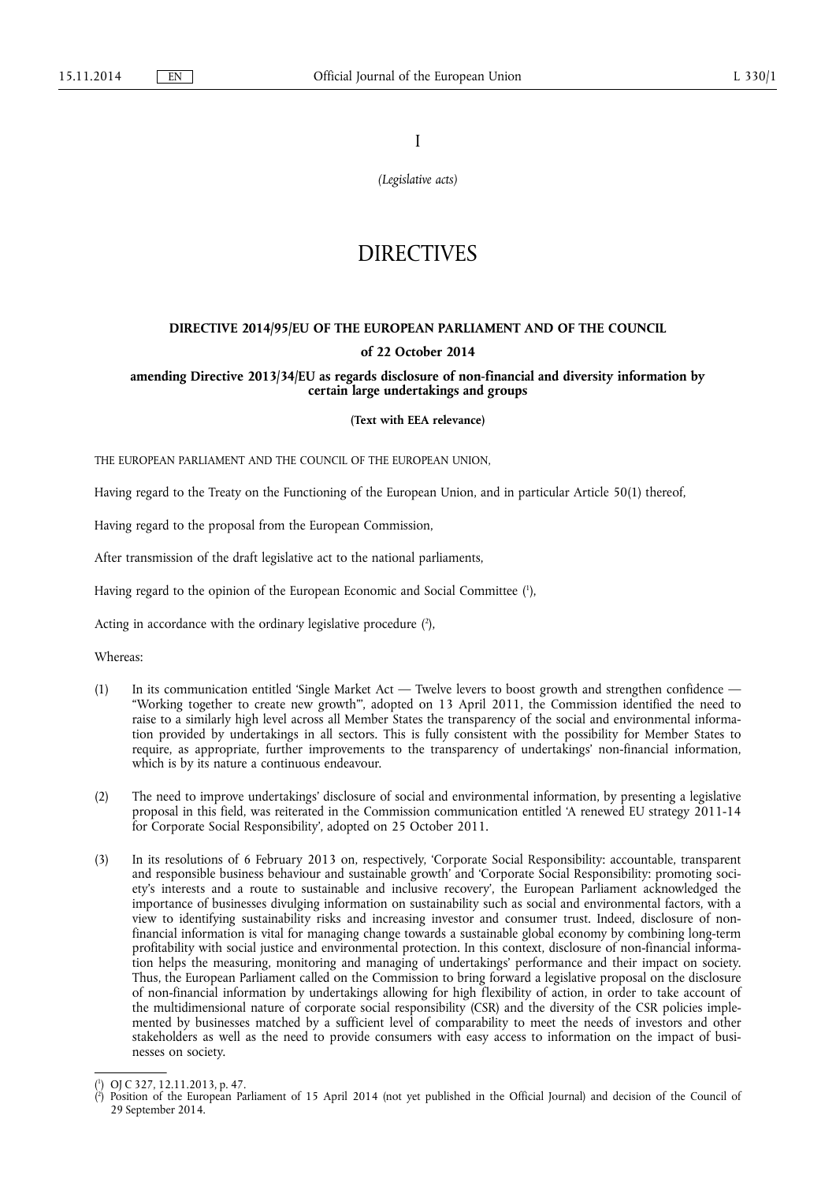I

*(Legislative acts)*

# DIRECTIVES

## DIRECTIVE 2014/95/EU OF THE EUROPEAN PARLIAMENT AND OF THE COUNCIL

**of 22 October 2014**

**amending Directive 2013/34/EU as regards disclosure of non-financial and diversity information by certain large undertakings and groups**

**(Text with EEA relevance)**

THE EUROPEAN PARLIAMENT AND THE COUNCIL OF THE EUROPEAN UNION,

Having regard to the Treaty on the Functioning of the European Union, and in particular Article 50(1) thereof,

Having regard to the proposal from the European Commission,

After transmission of the draft legislative act to the national parliaments,

Having regard to the opinion of the European Economic and Social Committee [1],

Acting in accordance with the ordinary legislative procedure [2],

Whereas:

(1) In its communication entitled 'Single Market Act — Twelve levers to boost growth and strengthen confidence — "Working together to create new growth"', adopted on 13 April 2011, the Commission identified the need to raise to a similarly high level across all Member States the transparency of the social and environmental information provided by undertakings in all sectors. This is fully consistent with the possibility for Member States to require, as appropriate, further improvements to the transparency of undertakings' non-financial information, which is by its nature a continuous endeavour.

(2) The need to improve undertakings' disclosure of social and environmental information, by presenting a legislative proposal in this field, was reiterated in the Commission communication entitled 'A renewed EU strategy 2011-14 for Corporate Social Responsibility', adopted on 25 October 2011.

(3) In its resolutions of 6 February 2013 on, respectively, 'Corporate Social Responsibility: accountable, transparent and responsible business behaviour and sustainable growth' and 'Corporate Social Responsibility: promoting society's interests and a route to sustainable and inclusive recovery', the European Parliament acknowledged the importance of businesses divulging information on sustainability such as social and environmental factors, with a view to identifying sustainability risks and increasing investor and consumer trust. Indeed, disclosure of non-financial information is vital for managing change towards a sustainable global economy by combining long-term profitability with social justice and environmental protection. In this context, disclosure of non-financial information helps the measuring, monitoring and managing of undertakings' performance and their impact on society. Thus, the European Parliament called on the Commission to bring forward a legislative proposal on the disclosure of non-financial information by undertakings allowing for high flexibility of action, in order to take account of the multidimensional nature of corporate social responsibility (CSR) and the diversity of the CSR policies implemented by businesses matched by a sufficient level of comparability to meet the needs of investors and other stakeholders as well as the need to provide consumers with easy access to information on the impact of businesses on society.

---

[1] OJ C 327, 12.11.2013, p. 47.

[2] Position of the European Parliament of 15 April 2014 (not yet published in the Official Journal) and decision of the Council of 29 September 2014.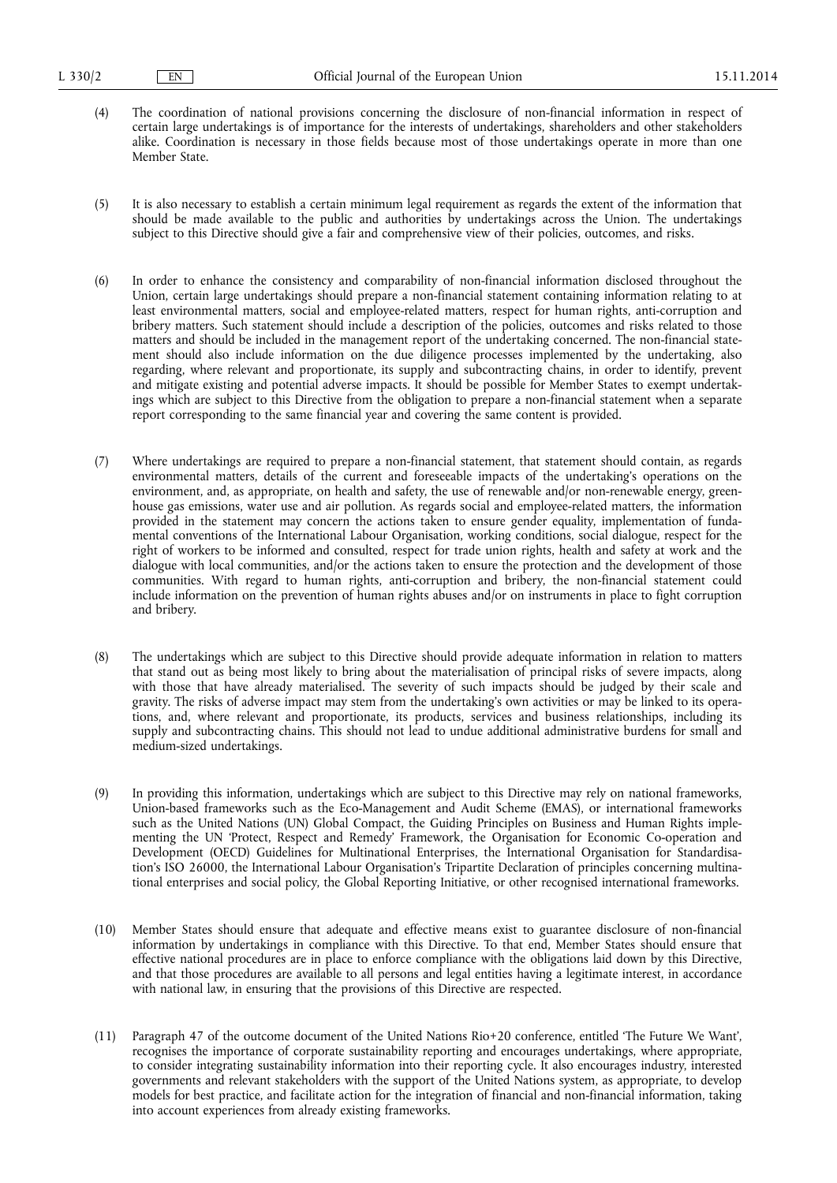(4) The coordination of national provisions concerning the disclosure of non-financial information in respect of certain large undertakings is of importance for the interests of undertakings, shareholders and other stakeholders alike. Coordination is necessary in those fields because most of those undertakings operate in more than one Member State.

(5) It is also necessary to establish a certain minimum legal requirement as regards the extent of the information that should be made available to the public and authorities by undertakings across the Union. The undertakings subject to this Directive should give a fair and comprehensive view of their policies, outcomes, and risks.

(6) In order to enhance the consistency and comparability of non-financial information disclosed throughout the Union, certain large undertakings should prepare a non-financial statement containing information relating to at least environmental matters, social and employee-related matters, respect for human rights, anti-corruption and bribery matters. Such statement should include a description of the policies, outcomes and risks related to those matters and should be included in the management report of the undertaking concerned. The non-financial statement should also include information on the due diligence processes implemented by the undertaking, also regarding, where relevant and proportionate, its supply and subcontracting chains, in order to identify, prevent and mitigate existing and potential adverse impacts. It should be possible for Member States to exempt undertakings which are subject to this Directive from the obligation to prepare a non-financial statement when a separate report corresponding to the same financial year and covering the same content is provided.

(7) Where undertakings are required to prepare a non-financial statement, that statement should contain, as regards environmental matters, details of the current and foreseeable impacts of the undertaking's operations on the environment, and, as appropriate, on health and safety, the use of renewable and/or non-renewable energy, greenhouse gas emissions, water use and air pollution. As regards social and employee-related matters, the information provided in the statement may concern the actions taken to ensure gender equality, implementation of fundamental conventions of the International Labour Organisation, working conditions, social dialogue, respect for the right of workers to be informed and consulted, respect for trade union rights, health and safety at work and the dialogue with local communities, and/or the actions taken to ensure the protection and the development of those communities. With regard to human rights, anti-corruption and bribery, the non-financial statement could include information on the prevention of human rights abuses and/or on instruments in place to fight corruption and bribery.

(8) The undertakings which are subject to this Directive should provide adequate information in relation to matters that stand out as being most likely to bring about the materialisation of principal risks of severe impacts, along with those that have already materialised. The severity of such impacts should be judged by their scale and gravity. The risks of adverse impact may stem from the undertaking's own activities or may be linked to its operations, and, where relevant and proportionate, its products, services and business relationships, including its supply and subcontracting chains. This should not lead to undue additional administrative burdens for small and medium-sized undertakings.

(9) In providing this information, undertakings which are subject to this Directive may rely on national frameworks, Union-based frameworks such as the Eco-Management and Audit Scheme (EMAS), or international frameworks such as the United Nations (UN) Global Compact, the Guiding Principles on Business and Human Rights implementing the UN 'Protect, Respect and Remedy' Framework, the Organisation for Economic Co-operation and Development (OECD) Guidelines for Multinational Enterprises, the International Organisation for Standardisation's ISO 26000, the International Labour Organisation's Tripartite Declaration of principles concerning multinational enterprises and social policy, the Global Reporting Initiative, or other recognised international frameworks.

(10) Member States should ensure that adequate and effective means exist to guarantee disclosure of non-financial information by undertakings in compliance with this Directive. To that end, Member States should ensure that effective national procedures are in place to enforce compliance with the obligations laid down by this Directive, and that those procedures are available to all persons and legal entities having a legitimate interest, in accordance with national law, in ensuring that the provisions of this Directive are respected.

(11) Paragraph 47 of the outcome document of the United Nations Rio+20 conference, entitled 'The Future We Want', recognises the importance of corporate sustainability reporting and encourages undertakings, where appropriate, to consider integrating sustainability information into their reporting cycle. It also encourages industry, interested governments and relevant stakeholders with the support of the United Nations system, as appropriate, to develop models for best practice, and facilitate action for the integration of financial and non-financial information, taking into account experiences from already existing frameworks.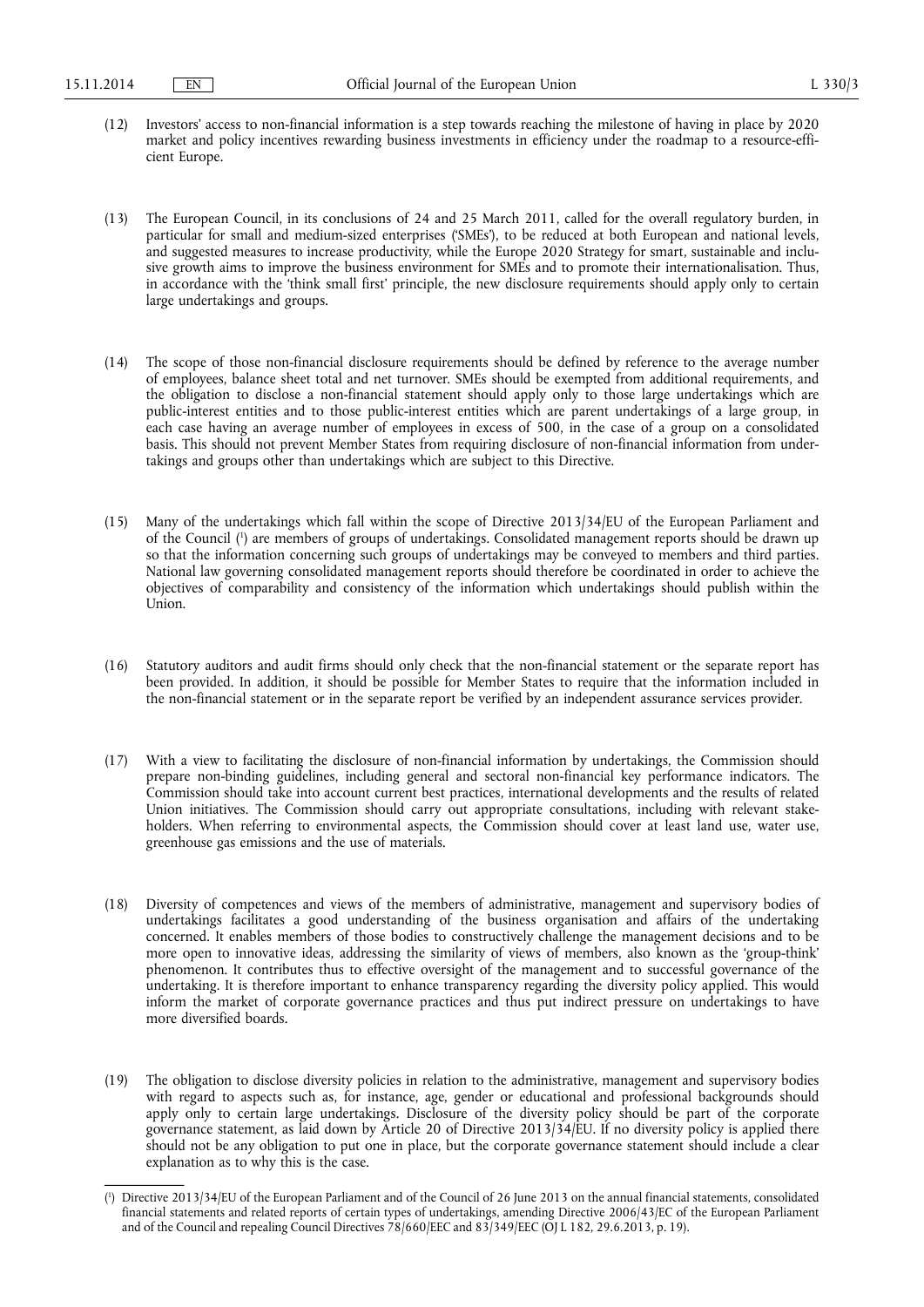(12) Investors' access to non-financial information is a step towards reaching the milestone of having in place by 2020 market and policy incentives rewarding business investments in efficiency under the roadmap to a resource-efficient Europe.

(13) The European Council, in its conclusions of 24 and 25 March 2011, called for the overall regulatory burden, in particular for small and medium-sized enterprises ('SMEs'), to be reduced at both European and national levels, and suggested measures to increase productivity, while the Europe 2020 Strategy for smart, sustainable and inclusive growth aims to improve the business environment for SMEs and to promote their internationalisation. Thus, in accordance with the 'think small first' principle, the new disclosure requirements should apply only to certain large undertakings and groups.

(14) The scope of those non-financial disclosure requirements should be defined by reference to the average number of employees, balance sheet total and net turnover. SMEs should be exempted from additional requirements, and the obligation to disclose a non-financial statement should apply only to those large undertakings which are public-interest entities and to those public-interest entities which are parent undertakings of a large group, in each case having an average number of employees in excess of 500, in the case of a group on a consolidated basis. This should not prevent Member States from requiring disclosure of non-financial information from undertakings and groups other than undertakings which are subject to this Directive.

(15) Many of the undertakings which fall within the scope of Directive 2013/34/EU of the European Parliament and of the Council [1] are members of groups of undertakings. Consolidated management reports should be drawn up so that the information concerning such groups of undertakings may be conveyed to members and third parties. National law governing consolidated management reports should therefore be coordinated in order to achieve the objectives of comparability and consistency of the information which undertakings should publish within the Union.

(16) Statutory auditors and audit firms should only check that the non-financial statement or the separate report has been provided. In addition, it should be possible for Member States to require that the information included in the non-financial statement or in the separate report be verified by an independent assurance services provider.

(17) With a view to facilitating the disclosure of non-financial information by undertakings, the Commission should prepare non-binding guidelines, including general and sectoral non-financial key performance indicators. The Commission should take into account current best practices, international developments and the results of related Union initiatives. The Commission should carry out appropriate consultations, including with relevant stakeholders. When referring to environmental aspects, the Commission should cover at least land use, water use, greenhouse gas emissions and the use of materials.

(18) Diversity of competences and views of the members of administrative, management and supervisory bodies of undertakings facilitates a good understanding of the business organisation and affairs of the undertaking concerned. It enables members of those bodies to constructively challenge the management decisions and to be more open to innovative ideas, addressing the similarity of views of members, also known as the 'group-think' phenomenon. It contributes thus to effective oversight of the management and to successful governance of the undertaking. It is therefore important to enhance transparency regarding the diversity policy applied. This would inform the market of corporate governance practices and thus put indirect pressure on undertakings to have more diversified boards.

(19) The obligation to disclose diversity policies in relation to the administrative, management and supervisory bodies with regard to aspects such as, for instance, age, gender or educational and professional backgrounds should apply only to certain large undertakings. Disclosure of the diversity policy should be part of the corporate governance statement, as laid down by Article 20 of Directive 2013/34/EU. If no diversity policy is applied there should not be any obligation to put one in place, but the corporate governance statement should include a clear explanation as to why this is the case.

---

[1] Directive 2013/34/EU of the European Parliament and of the Council of 26 June 2013 on the annual financial statements, consolidated financial statements and related reports of certain types of undertakings, amending Directive 2006/43/EC of the European Parliament and of the Council and repealing Council Directives 78/660/EEC and 83/349/EEC (OJ L 182, 29.6.2013, p. 19).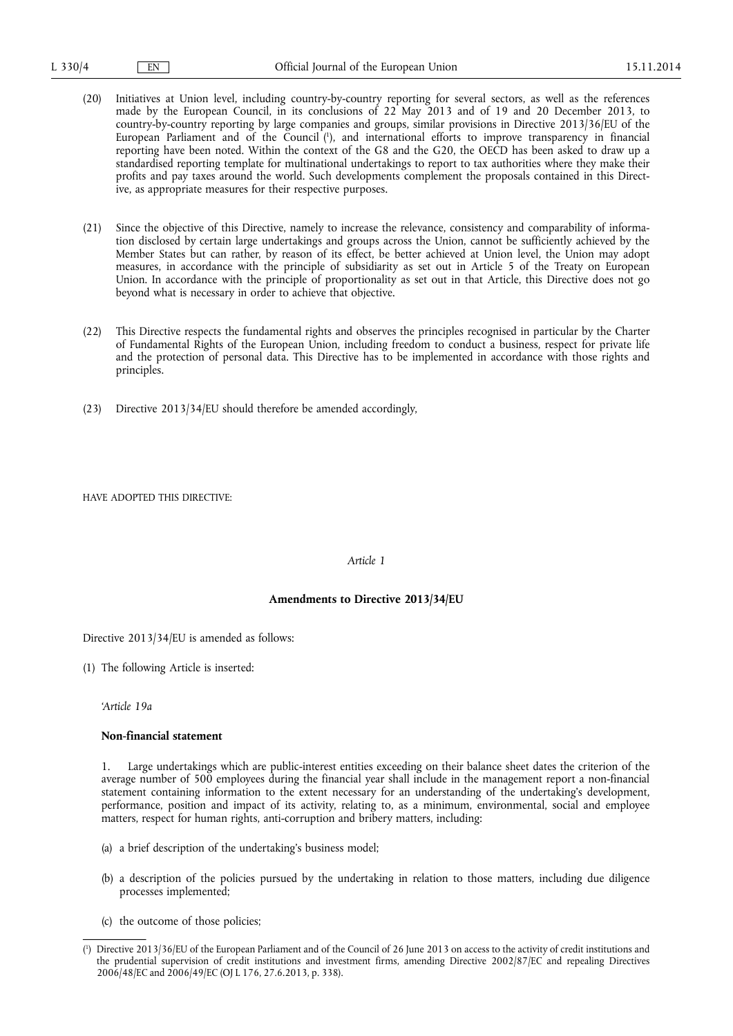(20) Initiatives at Union level, including country-by-country reporting for several sectors, as well as the references made by the European Council, in its conclusions of 22 May 2013 and of 19 and 20 December 2013, to country-by-country reporting by large companies and groups, similar provisions in Directive 2013/36/EU of the European Parliament and of the Council [1], and international efforts to improve transparency in financial reporting have been noted. Within the context of the G8 and the G20, the OECD has been asked to draw up a standardised reporting template for multinational undertakings to report to tax authorities where they make their profits and pay taxes around the world. Such developments complement the proposals contained in this Directive, as appropriate measures for their respective purposes.

(21) Since the objective of this Directive, namely to increase the relevance, consistency and comparability of information disclosed by certain large undertakings and groups across the Union, cannot be sufficiently achieved by the Member States but can rather, by reason of its effect, be better achieved at Union level, the Union may adopt measures, in accordance with the principle of subsidiarity as set out in Article 5 of the Treaty on European Union. In accordance with the principle of proportionality as set out in that Article, this Directive does not go beyond what is necessary in order to achieve that objective.

(22) This Directive respects the fundamental rights and observes the principles recognised in particular by the Charter of Fundamental Rights of the European Union, including freedom to conduct a business, respect for private life and the protection of personal data. This Directive has to be implemented in accordance with those rights and principles.

(23) Directive 2013/34/EU should therefore be amended accordingly,

HAVE ADOPTED THIS DIRECTIVE:

*Article 1*

**Amendments to Directive 2013/34/EU**

Directive 2013/34/EU is amended as follows:

(1) The following Article is inserted:

'*Article 19a*

**Non-financial statement**

1. Large undertakings which are public-interest entities exceeding on their balance sheet dates the criterion of the average number of 500 employees during the financial year shall include in the management report a non-financial statement containing information to the extent necessary for an understanding of the undertaking's development, performance, position and impact of its activity, relating to, as a minimum, environmental, social and employee matters, respect for human rights, anti-corruption and bribery matters, including:

(a) a brief description of the undertaking's business model;

(b) a description of the policies pursued by the undertaking in relation to those matters, including due diligence processes implemented;

(c) the outcome of those policies;

---

[1] Directive 2013/36/EU of the European Parliament and of the Council of 26 June 2013 on access to the activity of credit institutions and the prudential supervision of credit institutions and investment firms, amending Directive 2002/87/EC and repealing Directives 2006/48/EC and 2006/49/EC (OJ L 176, 27.6.2013, p. 338).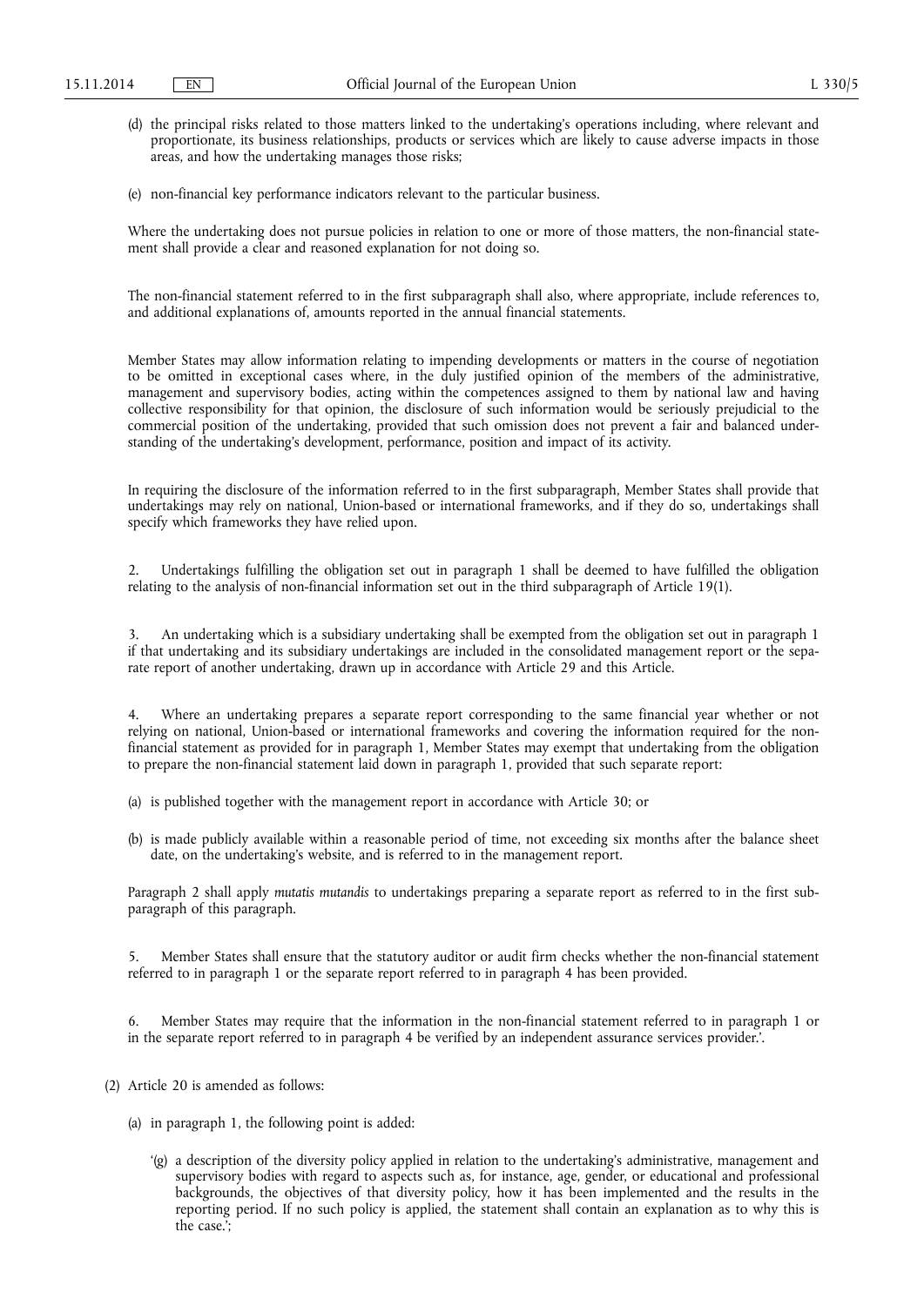(d) the principal risks related to those matters linked to the undertaking's operations including, where relevant and proportionate, its business relationships, products or services which are likely to cause adverse impacts in those areas, and how the undertaking manages those risks;

(e) non-financial key performance indicators relevant to the particular business.

Where the undertaking does not pursue policies in relation to one or more of those matters, the non-financial statement shall provide a clear and reasoned explanation for not doing so.

The non-financial statement referred to in the first subparagraph shall also, where appropriate, include references to, and additional explanations of, amounts reported in the annual financial statements.

Member States may allow information relating to impending developments or matters in the course of negotiation to be omitted in exceptional cases where, in the duly justified opinion of the members of the administrative, management and supervisory bodies, acting within the competences assigned to them by national law and having collective responsibility for that opinion, the disclosure of such information would be seriously prejudicial to the commercial position of the undertaking, provided that such omission does not prevent a fair and balanced understanding of the undertaking's development, performance, position and impact of its activity.

In requiring the disclosure of the information referred to in the first subparagraph, Member States shall provide that undertakings may rely on national, Union-based or international frameworks, and if they do so, undertakings shall specify which frameworks they have relied upon.

2. Undertakings fulfilling the obligation set out in paragraph 1 shall be deemed to have fulfilled the obligation relating to the analysis of non-financial information set out in the third subparagraph of Article 19(1).

3. An undertaking which is a subsidiary undertaking shall be exempted from the obligation set out in paragraph 1 if that undertaking and its subsidiary undertakings are included in the consolidated management report or the separate report of another undertaking, drawn up in accordance with Article 29 and this Article.

4. Where an undertaking prepares a separate report corresponding to the same financial year whether or not relying on national, Union-based or international frameworks and covering the information required for the non-financial statement as provided for in paragraph 1, Member States may exempt that undertaking from the obligation to prepare the non-financial statement laid down in paragraph 1, provided that such separate report:

(a) is published together with the management report in accordance with Article 30; or

(b) is made publicly available within a reasonable period of time, not exceeding six months after the balance sheet date, on the undertaking's website, and is referred to in the management report.

Paragraph 2 shall apply *mutatis mutandis* to undertakings preparing a separate report as referred to in the first subparagraph of this paragraph.

5. Member States shall ensure that the statutory auditor or audit firm checks whether the non-financial statement referred to in paragraph 1 or the separate report referred to in paragraph 4 has been provided.

6. Member States may require that the information in the non-financial statement referred to in paragraph 1 or in the separate report referred to in paragraph 4 be verified by an independent assurance services provider.'.

(2) Article 20 is amended as follows:

(a) in paragraph 1, the following point is added:

'(g) a description of the diversity policy applied in relation to the undertaking's administrative, management and supervisory bodies with regard to aspects such as, for instance, age, gender, or educational and professional backgrounds, the objectives of that diversity policy, how it has been implemented and the results in the reporting period. If no such policy is applied, the statement shall contain an explanation as to why this is the case.';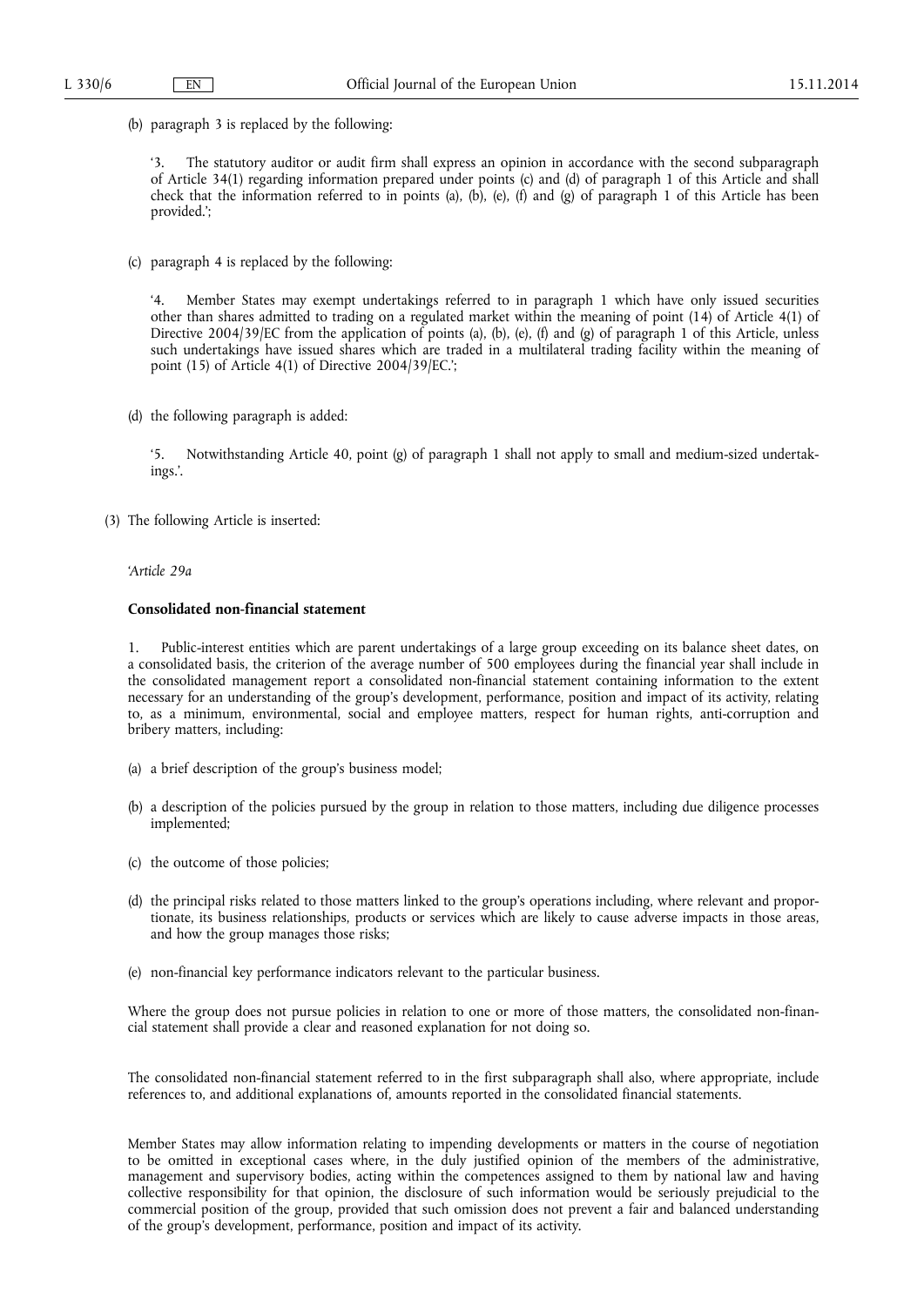(b) paragraph 3 is replaced by the following:

'3. The statutory auditor or audit firm shall express an opinion in accordance with the second subparagraph of Article 34(1) regarding information prepared under points (c) and (d) of paragraph 1 of this Article and shall check that the information referred to in points (a), (b), (e), (f) and (g) of paragraph 1 of this Article has been provided.';

(c) paragraph 4 is replaced by the following:

'4. Member States may exempt undertakings referred to in paragraph 1 which have only issued securities other than shares admitted to trading on a regulated market within the meaning of point (14) of Article 4(1) of Directive 2004/39/EC from the application of points (a), (b), (e), (f) and (g) of paragraph 1 of this Article, unless such undertakings have issued shares which are traded in a multilateral trading facility within the meaning of point (15) of Article 4(1) of Directive 2004/39/EC.';

(d) the following paragraph is added:

'5. Notwithstanding Article 40, point (g) of paragraph 1 shall not apply to small and medium-sized undertakings.'.

(3) The following Article is inserted:

*'Article 29a*

**Consolidated non-financial statement**

1. Public-interest entities which are parent undertakings of a large group exceeding on its balance sheet dates, on a consolidated basis, the criterion of the average number of 500 employees during the financial year shall include in the consolidated management report a consolidated non-financial statement containing information to the extent necessary for an understanding of the group's development, performance, position and impact of its activity, relating to, as a minimum, environmental, social and employee matters, respect for human rights, anti-corruption and bribery matters, including:

(a) a brief description of the group's business model;

(b) a description of the policies pursued by the group in relation to those matters, including due diligence processes implemented;

(c) the outcome of those policies;

(d) the principal risks related to those matters linked to the group's operations including, where relevant and proportionate, its business relationships, products or services which are likely to cause adverse impacts in those areas, and how the group manages those risks;

(e) non-financial key performance indicators relevant to the particular business.

Where the group does not pursue policies in relation to one or more of those matters, the consolidated non-financial statement shall provide a clear and reasoned explanation for not doing so.

The consolidated non-financial statement referred to in the first subparagraph shall also, where appropriate, include references to, and additional explanations of, amounts reported in the consolidated financial statements.

Member States may allow information relating to impending developments or matters in the course of negotiation to be omitted in exceptional cases where, in the duly justified opinion of the members of the administrative, management and supervisory bodies, acting within the competences assigned to them by national law and having collective responsibility for that opinion, the disclosure of such information would be seriously prejudicial to the commercial position of the group, provided that such omission does not prevent a fair and balanced understanding of the group's development, performance, position and impact of its activity.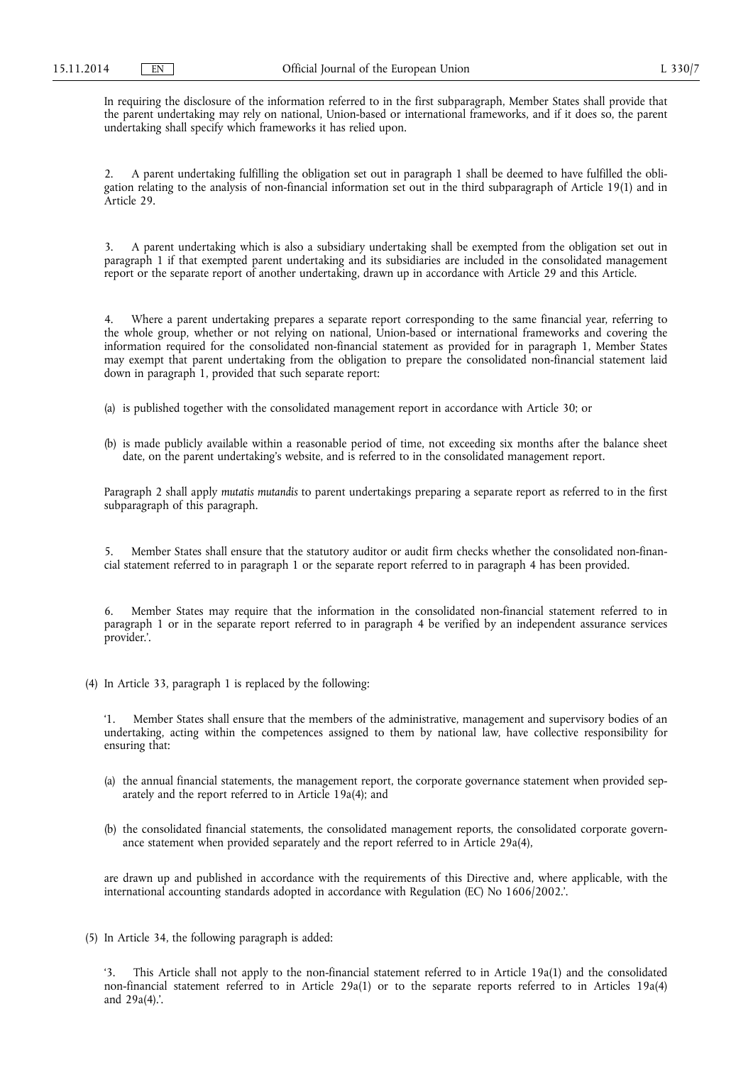In requiring the disclosure of the information referred to in the first subparagraph, Member States shall provide that the parent undertaking may rely on national, Union-based or international frameworks, and if it does so, the parent undertaking shall specify which frameworks it has relied upon.

2. A parent undertaking fulfilling the obligation set out in paragraph 1 shall be deemed to have fulfilled the obligation relating to the analysis of non-financial information set out in the third subparagraph of Article 19(1) and in Article 29.

3. A parent undertaking which is also a subsidiary undertaking shall be exempted from the obligation set out in paragraph 1 if that exempted parent undertaking and its subsidiaries are included in the consolidated management report or the separate report of another undertaking, drawn up in accordance with Article 29 and this Article.

4. Where a parent undertaking prepares a separate report corresponding to the same financial year, referring to the whole group, whether or not relying on national, Union-based or international frameworks and covering the information required for the consolidated non-financial statement as provided for in paragraph 1, Member States may exempt that parent undertaking from the obligation to prepare the consolidated non-financial statement laid down in paragraph 1, provided that such separate report:

(a) is published together with the consolidated management report in accordance with Article 30; or

(b) is made publicly available within a reasonable period of time, not exceeding six months after the balance sheet date, on the parent undertaking's website, and is referred to in the consolidated management report.

Paragraph 2 shall apply *mutatis mutandis* to parent undertakings preparing a separate report as referred to in the first subparagraph of this paragraph.

5. Member States shall ensure that the statutory auditor or audit firm checks whether the consolidated non-financial statement referred to in paragraph 1 or the separate report referred to in paragraph 4 has been provided.

6. Member States may require that the information in the consolidated non-financial statement referred to in paragraph 1 or in the separate report referred to in paragraph 4 be verified by an independent assurance services provider.'.

(4) In Article 33, paragraph 1 is replaced by the following:

'1. Member States shall ensure that the members of the administrative, management and supervisory bodies of an undertaking, acting within the competences assigned to them by national law, have collective responsibility for ensuring that:

(a) the annual financial statements, the management report, the corporate governance statement when provided separately and the report referred to in Article 19a(4); and

(b) the consolidated financial statements, the consolidated management reports, the consolidated corporate governance statement when provided separately and the report referred to in Article 29a(4),

are drawn up and published in accordance with the requirements of this Directive and, where applicable, with the international accounting standards adopted in accordance with Regulation (EC) No 1606/2002.'.

(5) In Article 34, the following paragraph is added:

'3. This Article shall not apply to the non-financial statement referred to in Article 19a(1) and the consolidated non-financial statement referred to in Article 29a(1) or to the separate reports referred to in Articles 19a(4) and 29a(4).'.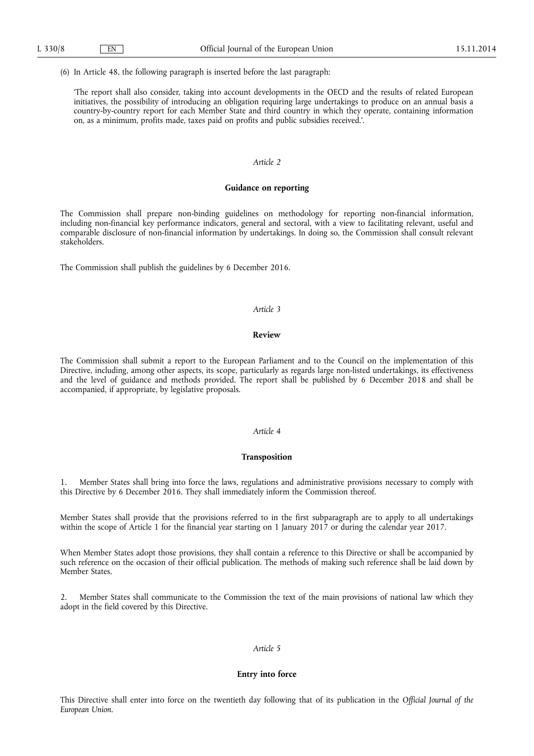(6) In Article 48, the following paragraph is inserted before the last paragraph:

'The report shall also consider, taking into account developments in the OECD and the results of related European initiatives, the possibility of introducing an obligation requiring large undertakings to produce on an annual basis a country-by-country report for each Member State and third country in which they operate, containing information on, as a minimum, profits made, taxes paid on profits and public subsidies received.'.

*Article 2*

**Guidance on reporting**

The Commission shall prepare non-binding guidelines on methodology for reporting non-financial information, including non-financial key performance indicators, general and sectoral, with a view to facilitating relevant, useful and comparable disclosure of non-financial information by undertakings. In doing so, the Commission shall consult relevant stakeholders.

The Commission shall publish the guidelines by 6 December 2016.

*Article 3*

**Review**

The Commission shall submit a report to the European Parliament and to the Council on the implementation of this Directive, including, among other aspects, its scope, particularly as regards large non-listed undertakings, its effectiveness and the level of guidance and methods provided. The report shall be published by 6 December 2018 and shall be accompanied, if appropriate, by legislative proposals.

*Article 4*

**Transposition**

1. Member States shall bring into force the laws, regulations and administrative provisions necessary to comply with this Directive by 6 December 2016. They shall immediately inform the Commission thereof.

Member States shall provide that the provisions referred to in the first subparagraph are to apply to all undertakings within the scope of Article 1 for the financial year starting on 1 January 2017 or during the calendar year 2017.

When Member States adopt those provisions, they shall contain a reference to this Directive or shall be accompanied by such reference on the occasion of their official publication. The methods of making such reference shall be laid down by Member States.

2. Member States shall communicate to the Commission the text of the main provisions of national law which they adopt in the field covered by this Directive.

*Article 5*

**Entry into force**

This Directive shall enter into force on the twentieth day following that of its publication in the *Official Journal of the European Union*.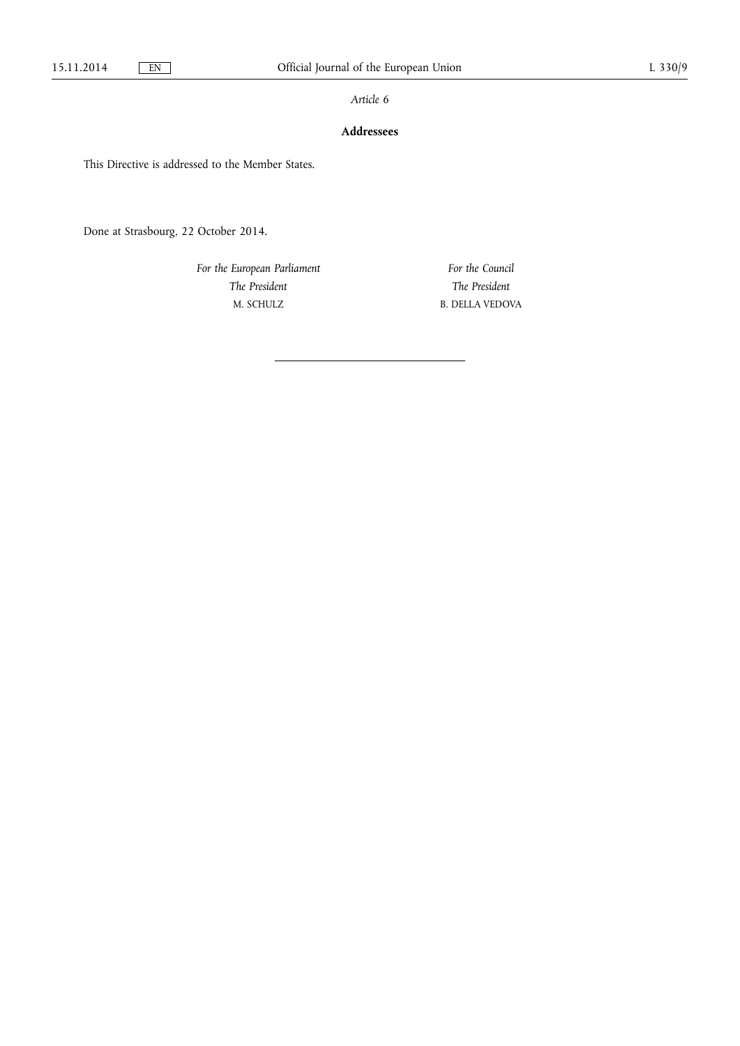*Article 6*

**Addressees**

This Directive is addressed to the Member States.

Done at Strasbourg, 22 October 2014.

*For the European Parliament*
*The President*
M. SCHULZ

*For the Council*
*The President*
B. DELLA VEDOVA